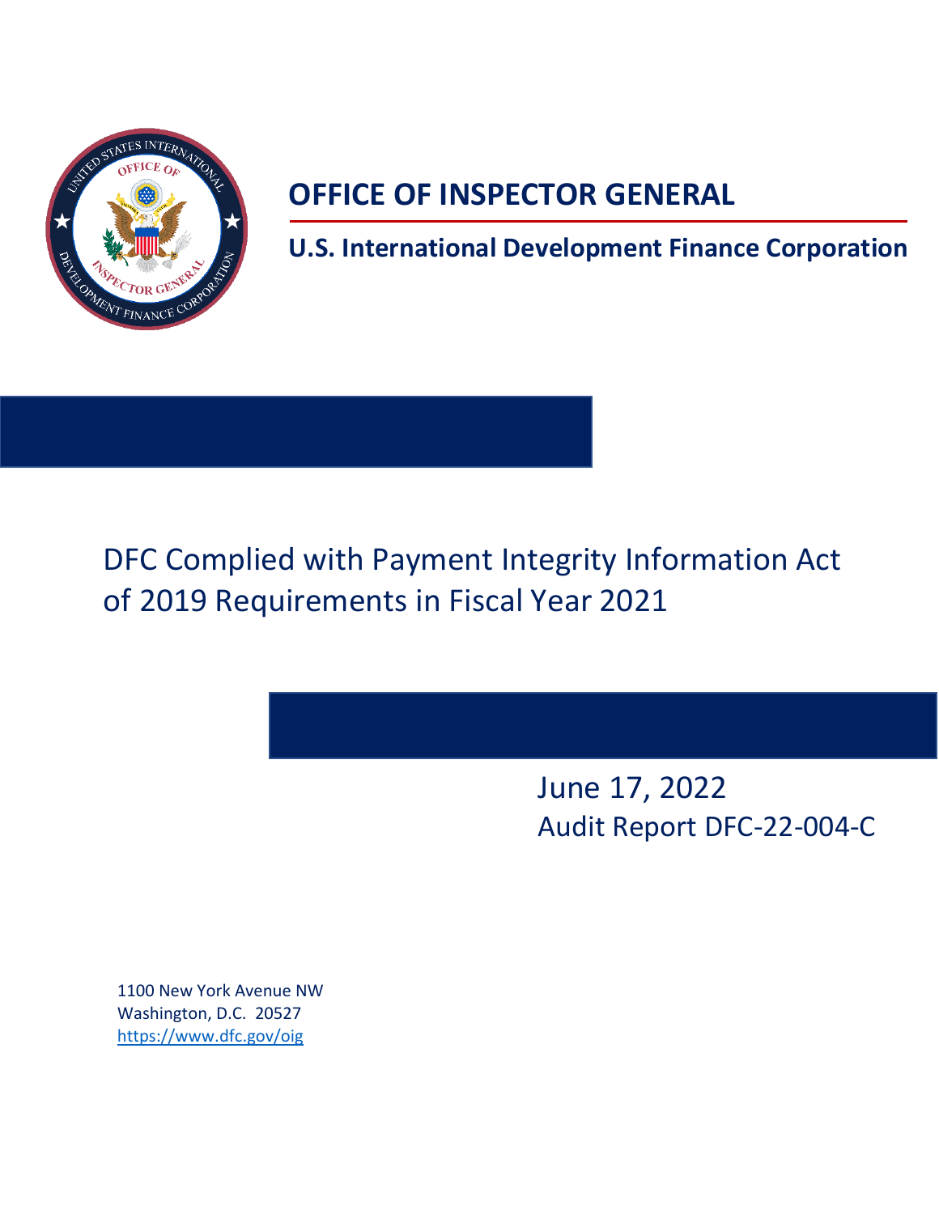# OFFICE OF INSPECTOR GENERAL

## U.S. International Development Finance Corporation

DFC Complied with Payment Integrity Information Act of 2019 Requirements in Fiscal Year 2021

June 17, 2022
Audit Report DFC-22-004-C

1100 New York Avenue NW
Washington, D.C. 20527
https://www.dfc.gov/oig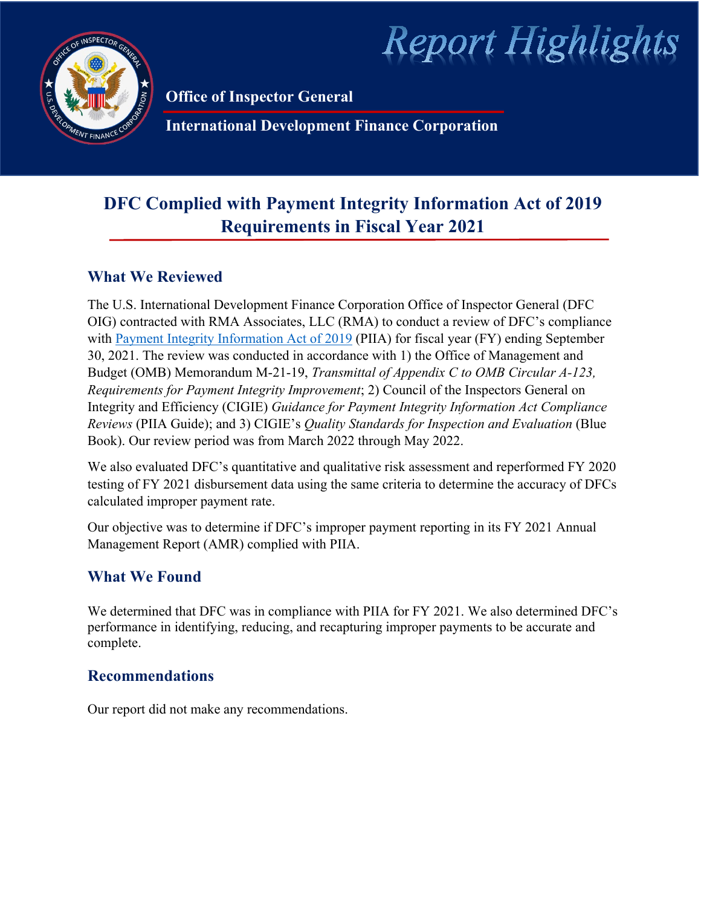# Report Highlights

**Office of Inspector General**

**International Development Finance Corporation**

## DFC Complied with Payment Integrity Information Act of 2019 Requirements in Fiscal Year 2021

### What We Reviewed

The U.S. International Development Finance Corporation Office of Inspector General (DFC OIG) contracted with RMA Associates, LLC (RMA) to conduct a review of DFC's compliance with Payment Integrity Information Act of 2019 (PIIA) for fiscal year (FY) ending September 30, 2021. The review was conducted in accordance with 1) the Office of Management and Budget (OMB) Memorandum M-21-19, *Transmittal of Appendix C to OMB Circular A-123, Requirements for Payment Integrity Improvement*; 2) Council of the Inspectors General on Integrity and Efficiency (CIGIE) *Guidance for Payment Integrity Information Act Compliance Reviews* (PIIA Guide); and 3) CIGIE's *Quality Standards for Inspection and Evaluation* (Blue Book). Our review period was from March 2022 through May 2022.

We also evaluated DFC's quantitative and qualitative risk assessment and reperformed FY 2020 testing of FY 2021 disbursement data using the same criteria to determine the accuracy of DFCs calculated improper payment rate.

Our objective was to determine if DFC's improper payment reporting in its FY 2021 Annual Management Report (AMR) complied with PIIA.

### What We Found

We determined that DFC was in compliance with PIIA for FY 2021. We also determined DFC's performance in identifying, reducing, and recapturing improper payments to be accurate and complete.

### Recommendations

Our report did not make any recommendations.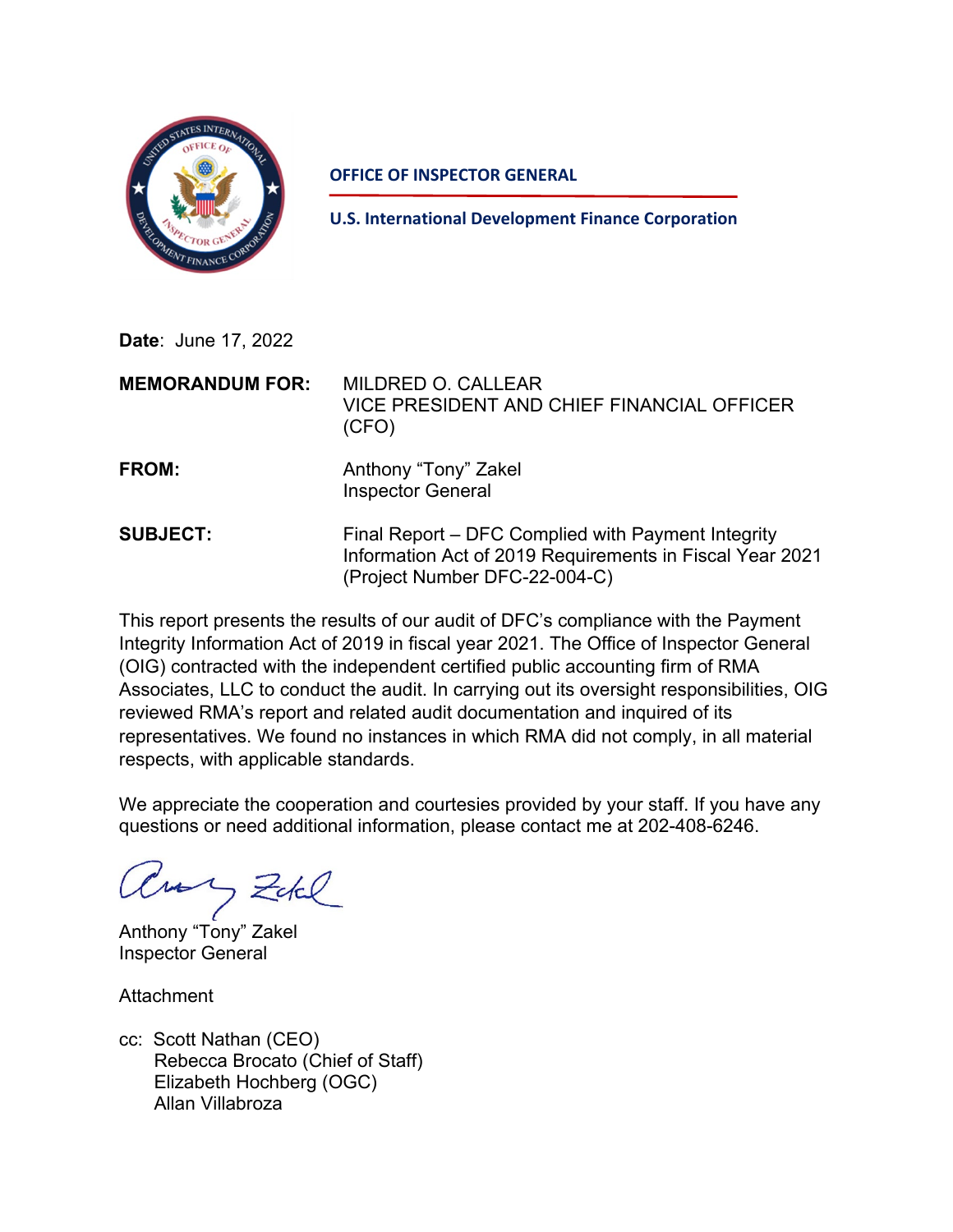**OFFICE OF INSPECTOR GENERAL**

**U.S. International Development Finance Corporation**

**Date**: June 17, 2022

| | |
|---|---|
| **MEMORANDUM FOR:** | MILDRED O. CALLEAR<br>VICE PRESIDENT AND CHIEF FINANCIAL OFFICER (CFO) |
| **FROM:** | Anthony "Tony" Zakel<br>Inspector General |
| **SUBJECT:** | Final Report – DFC Complied with Payment Integrity Information Act of 2019 Requirements in Fiscal Year 2021 (Project Number DFC-22-004-C) |

This report presents the results of our audit of DFC's compliance with the Payment Integrity Information Act of 2019 in fiscal year 2021. The Office of Inspector General (OIG) contracted with the independent certified public accounting firm of RMA Associates, LLC to conduct the audit. In carrying out its oversight responsibilities, OIG reviewed RMA's report and related audit documentation and inquired of its representatives. We found no instances in which RMA did not comply, in all material respects, with applicable standards.

We appreciate the cooperation and courtesies provided by your staff. If you have any questions or need additional information, please contact me at 202-408-6246.

Anthony "Tony" Zakel
Inspector General

Attachment

cc: Scott Nathan (CEO)
Rebecca Brocato (Chief of Staff)
Elizabeth Hochberg (OGC)
Allan Villabroza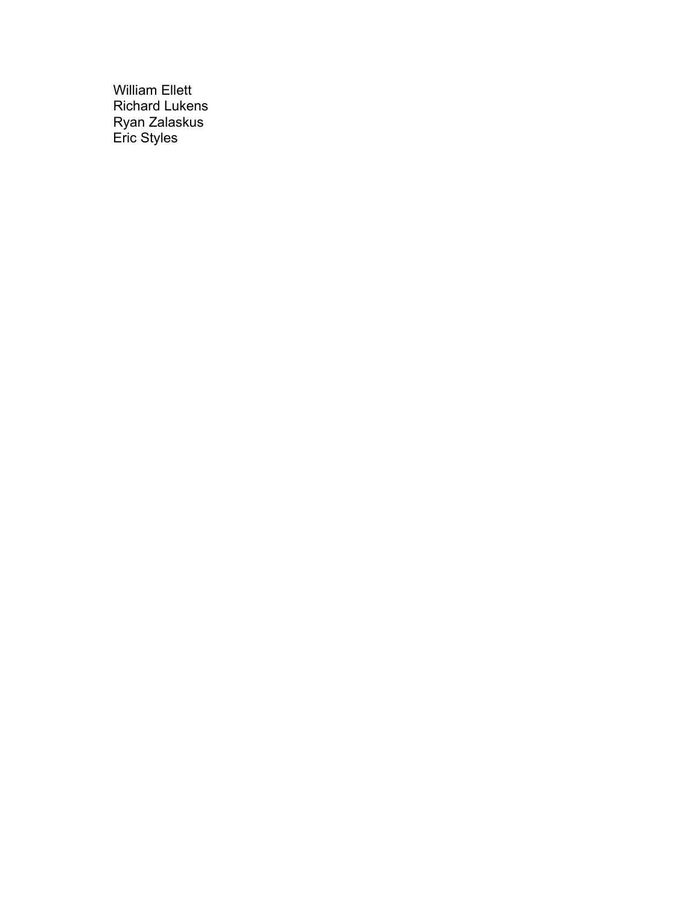William Ellett
Richard Lukens
Ryan Zalaskus
Eric Styles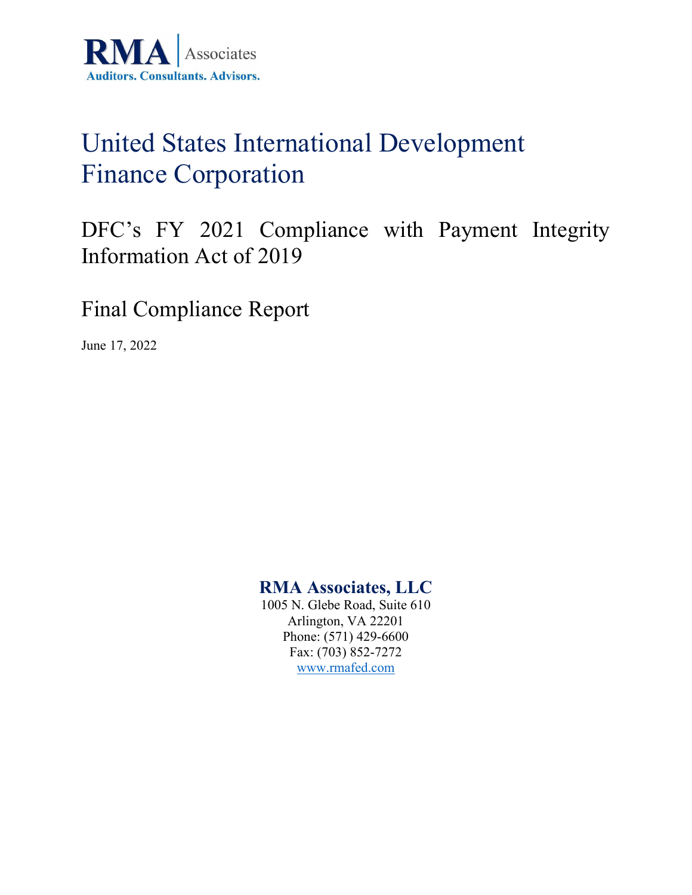**RMA Associates**

**Auditors. Consultants. Advisors.**

# United States International Development Finance Corporation

## DFC's FY 2021 Compliance with Payment Integrity Information Act of 2019

## Final Compliance Report

June 17, 2022

**RMA Associates, LLC**
1005 N. Glebe Road, Suite 610
Arlington, VA 22201
Phone: (571) 429-6600
Fax: (703) 852-7272
www.rmafed.com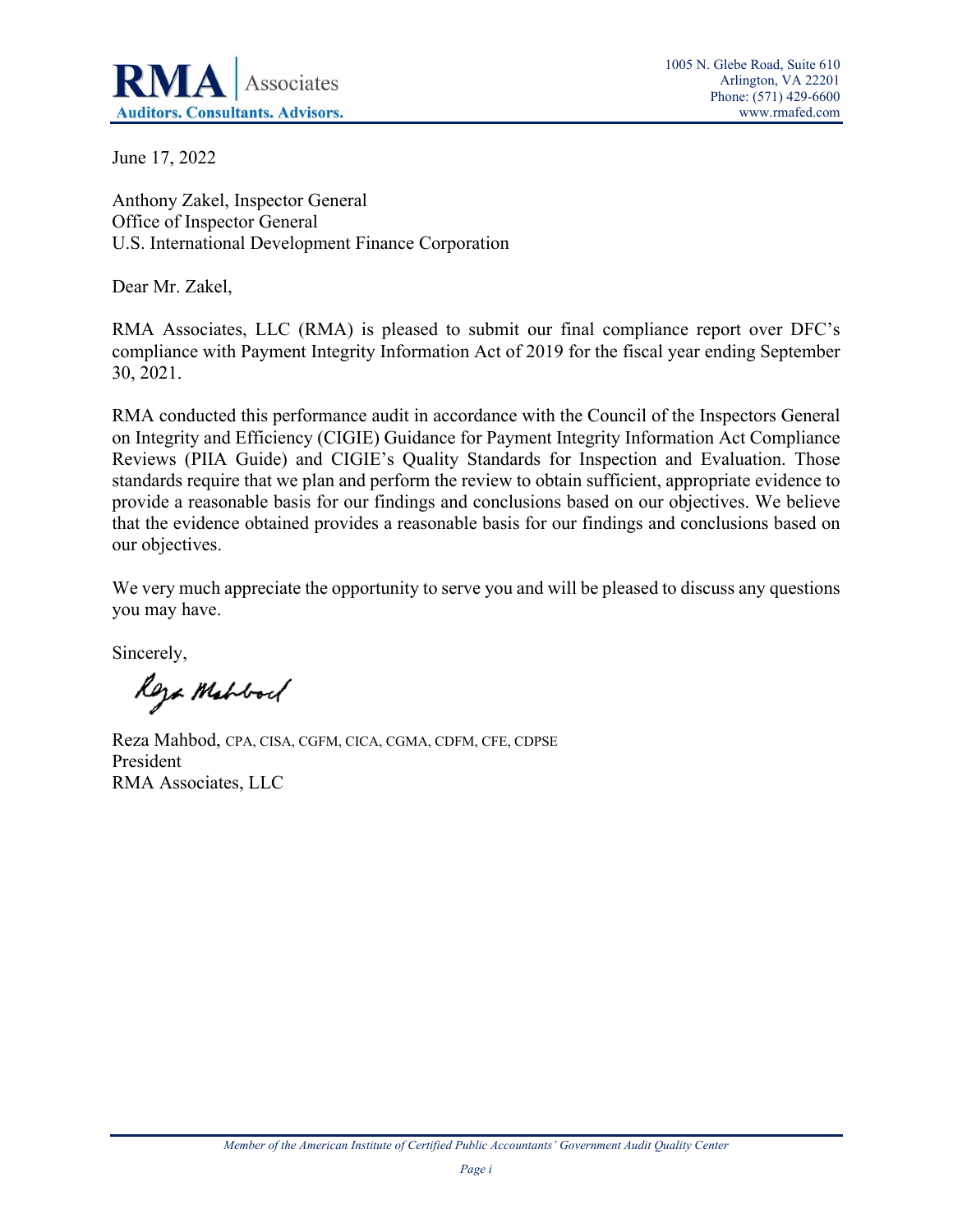June 17, 2022

Anthony Zakel, Inspector General
Office of Inspector General
U.S. International Development Finance Corporation

Dear Mr. Zakel,

RMA Associates, LLC (RMA) is pleased to submit our final compliance report over DFC's compliance with Payment Integrity Information Act of 2019 for the fiscal year ending September 30, 2021.

RMA conducted this performance audit in accordance with the Council of the Inspectors General on Integrity and Efficiency (CIGIE) Guidance for Payment Integrity Information Act Compliance Reviews (PIIA Guide) and CIGIE's Quality Standards for Inspection and Evaluation. Those standards require that we plan and perform the review to obtain sufficient, appropriate evidence to provide a reasonable basis for our findings and conclusions based on our objectives. We believe that the evidence obtained provides a reasonable basis for our findings and conclusions based on our objectives.

We very much appreciate the opportunity to serve you and will be pleased to discuss any questions you may have.

Sincerely,

Reza Mahbod

Reza Mahbod, CPA, CISA, CGFM, CICA, CGMA, CDFM, CFE, CDPSE
President
RMA Associates, LLC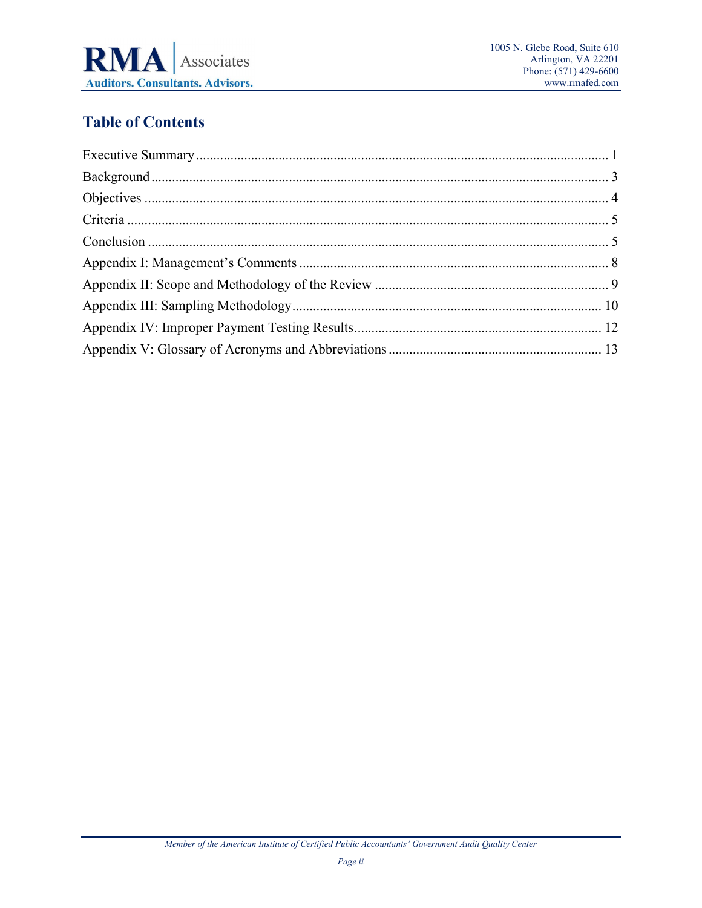## Table of Contents

Executive Summary ........................................................................................................... 1

Background ....................................................................................................................... 3

Objectives ......................................................................................................................... 4

Criteria .............................................................................................................................. 5

Conclusion ......................................................................................................................... 5

Appendix I: Management's Comments ............................................................................. 8

Appendix II: Scope and Methodology of the Review ........................................................ 9

Appendix III: Sampling Methodology ............................................................................. 10

Appendix IV: Improper Payment Testing Results ........................................................... 12

Appendix V: Glossary of Acronyms and Abbreviations ................................................. 13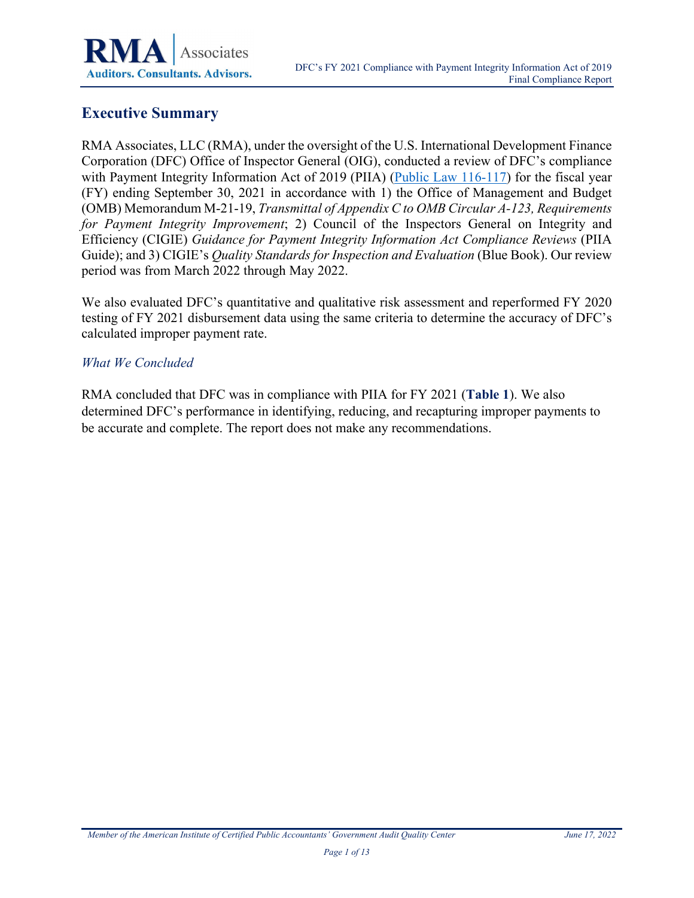## Executive Summary

RMA Associates, LLC (RMA), under the oversight of the U.S. International Development Finance Corporation (DFC) Office of Inspector General (OIG), conducted a review of DFC's compliance with Payment Integrity Information Act of 2019 (PIIA) (Public Law 116-117) for the fiscal year (FY) ending September 30, 2021 in accordance with 1) the Office of Management and Budget (OMB) Memorandum M-21-19, *Transmittal of Appendix C to OMB Circular A-123, Requirements for Payment Integrity Improvement*; 2) Council of the Inspectors General on Integrity and Efficiency (CIGIE) *Guidance for Payment Integrity Information Act Compliance Reviews* (PIIA Guide); and 3) CIGIE's *Quality Standards for Inspection and Evaluation* (Blue Book). Our review period was from March 2022 through May 2022.

We also evaluated DFC's quantitative and qualitative risk assessment and reperformed FY 2020 testing of FY 2021 disbursement data using the same criteria to determine the accuracy of DFC's calculated improper payment rate.

### *What We Concluded*

RMA concluded that DFC was in compliance with PIIA for FY 2021 (**Table 1**). We also determined DFC's performance in identifying, reducing, and recapturing improper payments to be accurate and complete. The report does not make any recommendations.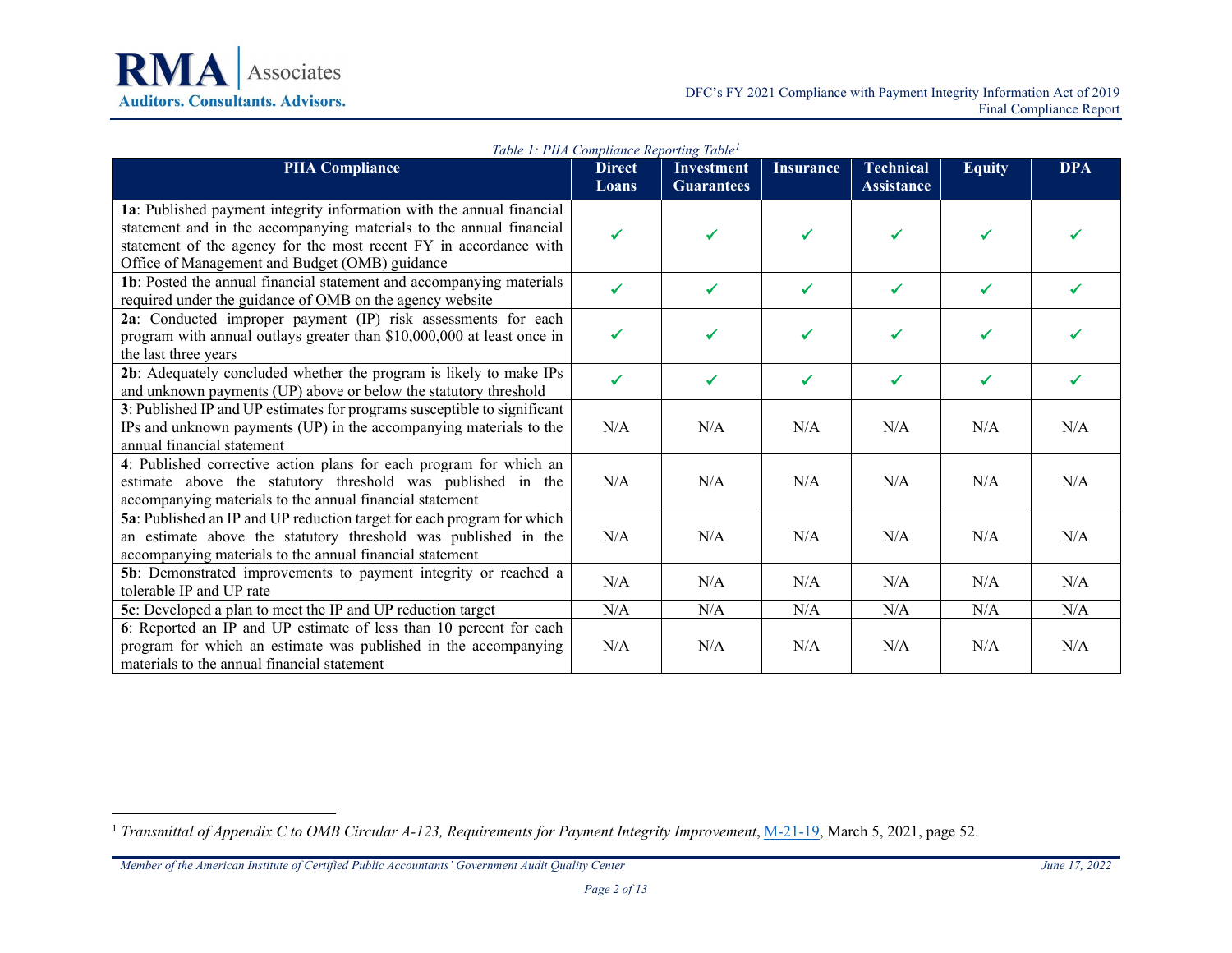*Table 1: PIIA Compliance Reporting Table*[1]

| PIIA Compliance | Direct Loans | Investment Guarantees | Insurance | Technical Assistance | Equity | DPA |
|---|---|---|---|---|---|---|
| **1a**: Published payment integrity information with the annual financial statement and in the accompanying materials to the annual financial statement of the agency for the most recent FY in accordance with Office of Management and Budget (OMB) guidance | ✓ | ✓ | ✓ | ✓ | ✓ | ✓ |
| **1b**: Posted the annual financial statement and accompanying materials required under the guidance of OMB on the agency website | ✓ | ✓ | ✓ | ✓ | ✓ | ✓ |
| **2a**: Conducted improper payment (IP) risk assessments for each program with annual outlays greater than $10,000,000 at least once in the last three years | ✓ | ✓ | ✓ | ✓ | ✓ | ✓ |
| **2b**: Adequately concluded whether the program is likely to make IPs and unknown payments (UP) above or below the statutory threshold | ✓ | ✓ | ✓ | ✓ | ✓ | ✓ |
| **3**: Published IP and UP estimates for programs susceptible to significant IPs and unknown payments (UP) in the accompanying materials to the annual financial statement | N/A | N/A | N/A | N/A | N/A | N/A |
| **4**: Published corrective action plans for each program for which an estimate above the statutory threshold was published in the accompanying materials to the annual financial statement | N/A | N/A | N/A | N/A | N/A | N/A |
| **5a**: Published an IP and UP reduction target for each program for which an estimate above the statutory threshold was published in the accompanying materials to the annual financial statement | N/A | N/A | N/A | N/A | N/A | N/A |
| **5b**: Demonstrated improvements to payment integrity or reached a tolerable IP and UP rate | N/A | N/A | N/A | N/A | N/A | N/A |
| **5c**: Developed a plan to meet the IP and UP reduction target | N/A | N/A | N/A | N/A | N/A | N/A |
| **6**: Reported an IP and UP estimate of less than 10 percent for each program for which an estimate was published in the accompanying materials to the annual financial statement | N/A | N/A | N/A | N/A | N/A | N/A |

[1] *Transmittal of Appendix C to OMB Circular A-123, Requirements for Payment Integrity Improvement*, M-21-19, March 5, 2021, page 52.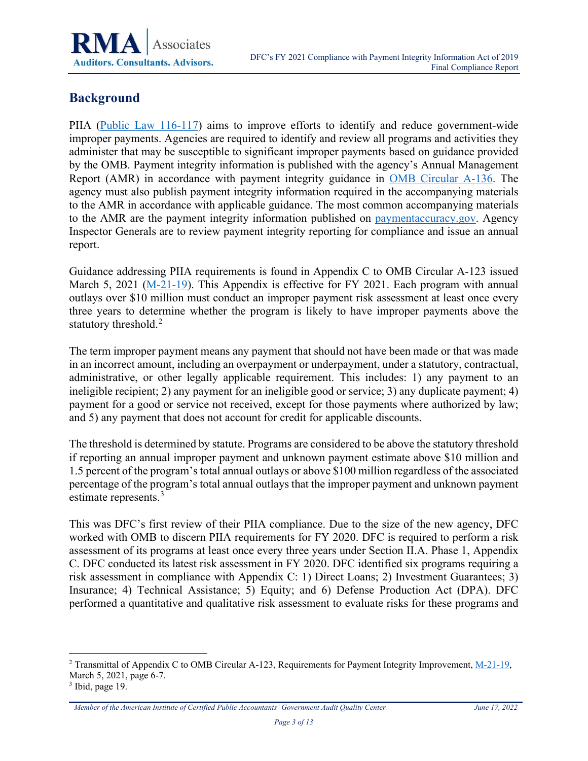## Background

PIIA ([Public Law 116-117](https://www.congress.gov/bill/116th-congress/senate-bill/375)) aims to improve efforts to identify and reduce government-wide improper payments. Agencies are required to identify and review all programs and activities they administer that may be susceptible to significant improper payments based on guidance provided by the OMB. Payment integrity information is published with the agency's Annual Management Report (AMR) in accordance with payment integrity guidance in OMB Circular A-136. The agency must also publish payment integrity information required in the accompanying materials to the AMR in accordance with applicable guidance. The most common accompanying materials to the AMR are the payment integrity information published on paymentaccuracy.gov. Agency Inspector Generals are to review payment integrity reporting for compliance and issue an annual report.

Guidance addressing PIIA requirements is found in Appendix C to OMB Circular A-123 issued March 5, 2021 (M-21-19). This Appendix is effective for FY 2021. Each program with annual outlays over $10 million must conduct an improper payment risk assessment at least once every three years to determine whether the program is likely to have improper payments above the statutory threshold.[2]

The term improper payment means any payment that should not have been made or that was made in an incorrect amount, including an overpayment or underpayment, under a statutory, contractual, administrative, or other legally applicable requirement. This includes: 1) any payment to an ineligible recipient; 2) any payment for an ineligible good or service; 3) any duplicate payment; 4) payment for a good or service not received, except for those payments where authorized by law; and 5) any payment that does not account for credit for applicable discounts.

The threshold is determined by statute. Programs are considered to be above the statutory threshold if reporting an annual improper payment and unknown payment estimate above $10 million and 1.5 percent of the program's total annual outlays or above $100 million regardless of the associated percentage of the program's total annual outlays that the improper payment and unknown payment estimate represents.[3]

This was DFC's first review of their PIIA compliance. Due to the size of the new agency, DFC worked with OMB to discern PIIA requirements for FY 2020. DFC is required to perform a risk assessment of its programs at least once every three years under Section II.A. Phase 1, Appendix C. DFC conducted its latest risk assessment in FY 2020. DFC identified six programs requiring a risk assessment in compliance with Appendix C: 1) Direct Loans; 2) Investment Guarantees; 3) Insurance; 4) Technical Assistance; 5) Equity; and 6) Defense Production Act (DPA). DFC performed a quantitative and qualitative risk assessment to evaluate risks for these programs and

---

[2] Transmittal of Appendix C to OMB Circular A-123, Requirements for Payment Integrity Improvement, M-21-19, March 5, 2021, page 6-7.

[3] Ibid, page 19.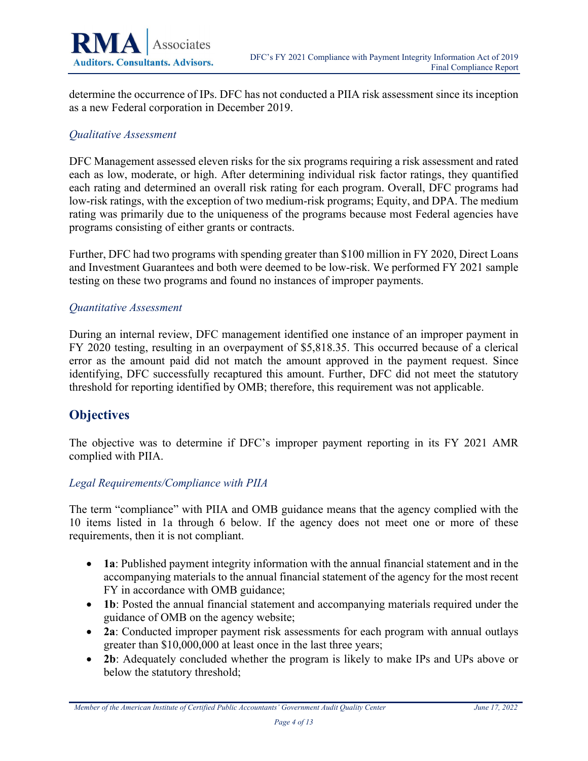determine the occurrence of IPs. DFC has not conducted a PIIA risk assessment since its inception as a new Federal corporation in December 2019.

### *Qualitative Assessment*

DFC Management assessed eleven risks for the six programs requiring a risk assessment and rated each as low, moderate, or high. After determining individual risk factor ratings, they quantified each rating and determined an overall risk rating for each program. Overall, DFC programs had low-risk ratings, with the exception of two medium-risk programs; Equity, and DPA. The medium rating was primarily due to the uniqueness of the programs because most Federal agencies have programs consisting of either grants or contracts.

Further, DFC had two programs with spending greater than $100 million in FY 2020, Direct Loans and Investment Guarantees and both were deemed to be low-risk. We performed FY 2021 sample testing on these two programs and found no instances of improper payments.

### *Quantitative Assessment*

During an internal review, DFC management identified one instance of an improper payment in FY 2020 testing, resulting in an overpayment of $5,818.35. This occurred because of a clerical error as the amount paid did not match the amount approved in the payment request. Since identifying, DFC successfully recaptured this amount. Further, DFC did not meet the statutory threshold for reporting identified by OMB; therefore, this requirement was not applicable.

## Objectives

The objective was to determine if DFC's improper payment reporting in its FY 2021 AMR complied with PIIA.

### *Legal Requirements/Compliance with PIIA*

The term "compliance" with PIIA and OMB guidance means that the agency complied with the 10 items listed in 1a through 6 below. If the agency does not meet one or more of these requirements, then it is not compliant.

- **1a**: Published payment integrity information with the annual financial statement and in the accompanying materials to the annual financial statement of the agency for the most recent FY in accordance with OMB guidance;
- **1b**: Posted the annual financial statement and accompanying materials required under the guidance of OMB on the agency website;
- **2a**: Conducted improper payment risk assessments for each program with annual outlays greater than $10,000,000 at least once in the last three years;
- **2b**: Adequately concluded whether the program is likely to make IPs and UPs above or below the statutory threshold;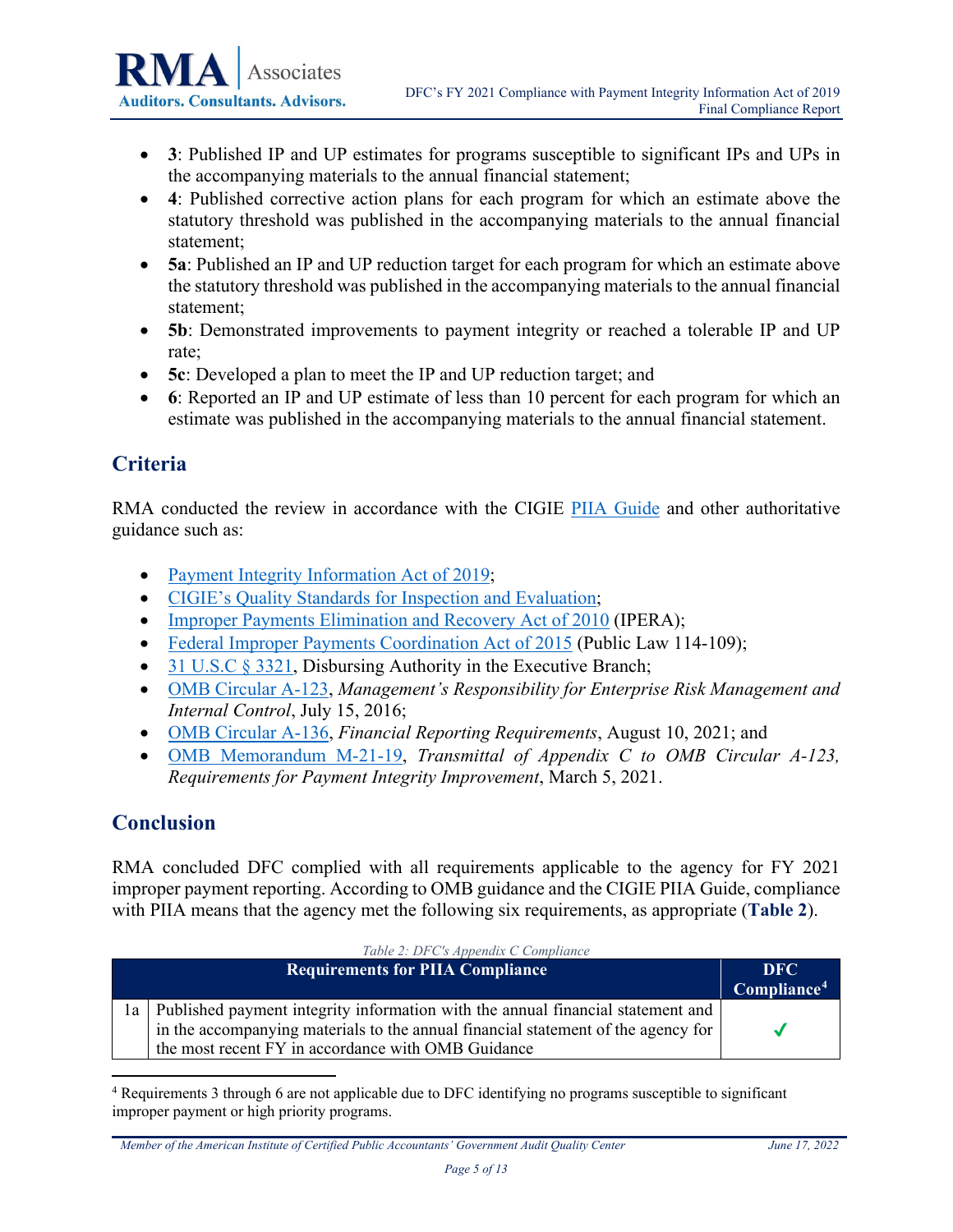- **3**: Published IP and UP estimates for programs susceptible to significant IPs and UPs in the accompanying materials to the annual financial statement;
- **4**: Published corrective action plans for each program for which an estimate above the statutory threshold was published in the accompanying materials to the annual financial statement;
- **5a**: Published an IP and UP reduction target for each program for which an estimate above the statutory threshold was published in the accompanying materials to the annual financial statement;
- **5b**: Demonstrated improvements to payment integrity or reached a tolerable IP and UP rate;
- **5c**: Developed a plan to meet the IP and UP reduction target; and
- **6**: Reported an IP and UP estimate of less than 10 percent for each program for which an estimate was published in the accompanying materials to the annual financial statement.

## Criteria

RMA conducted the review in accordance with the CIGIE PIIA Guide and other authoritative guidance such as:

- Payment Integrity Information Act of 2019;
- CIGIE's Quality Standards for Inspection and Evaluation;
- Improper Payments Elimination and Recovery Act of 2010 (IPERA);
- Federal Improper Payments Coordination Act of 2015 (Public Law 114-109);
- 31 U.S.C § 3321, Disbursing Authority in the Executive Branch;
- OMB Circular A-123, *Management's Responsibility for Enterprise Risk Management and Internal Control*, July 15, 2016;
- OMB Circular A-136, *Financial Reporting Requirements*, August 10, 2021; and
- OMB Memorandum M-21-19, *Transmittal of Appendix C to OMB Circular A-123, Requirements for Payment Integrity Improvement*, March 5, 2021.

## Conclusion

RMA concluded DFC complied with all requirements applicable to the agency for FY 2021 improper payment reporting. According to OMB guidance and the CIGIE PIIA Guide, compliance with PIIA means that the agency met the following six requirements, as appropriate (**Table 2**).

*Table 2: DFC's Appendix C Compliance*

| | Requirements for PIIA Compliance | DFC Compliance[4] |
|---|---|---|
| 1a | Published payment integrity information with the annual financial statement and in the accompanying materials to the annual financial statement of the agency for the most recent FY in accordance with OMB Guidance | ✓ |

[4] Requirements 3 through 6 are not applicable due to DFC identifying no programs susceptible to significant improper payment or high priority programs.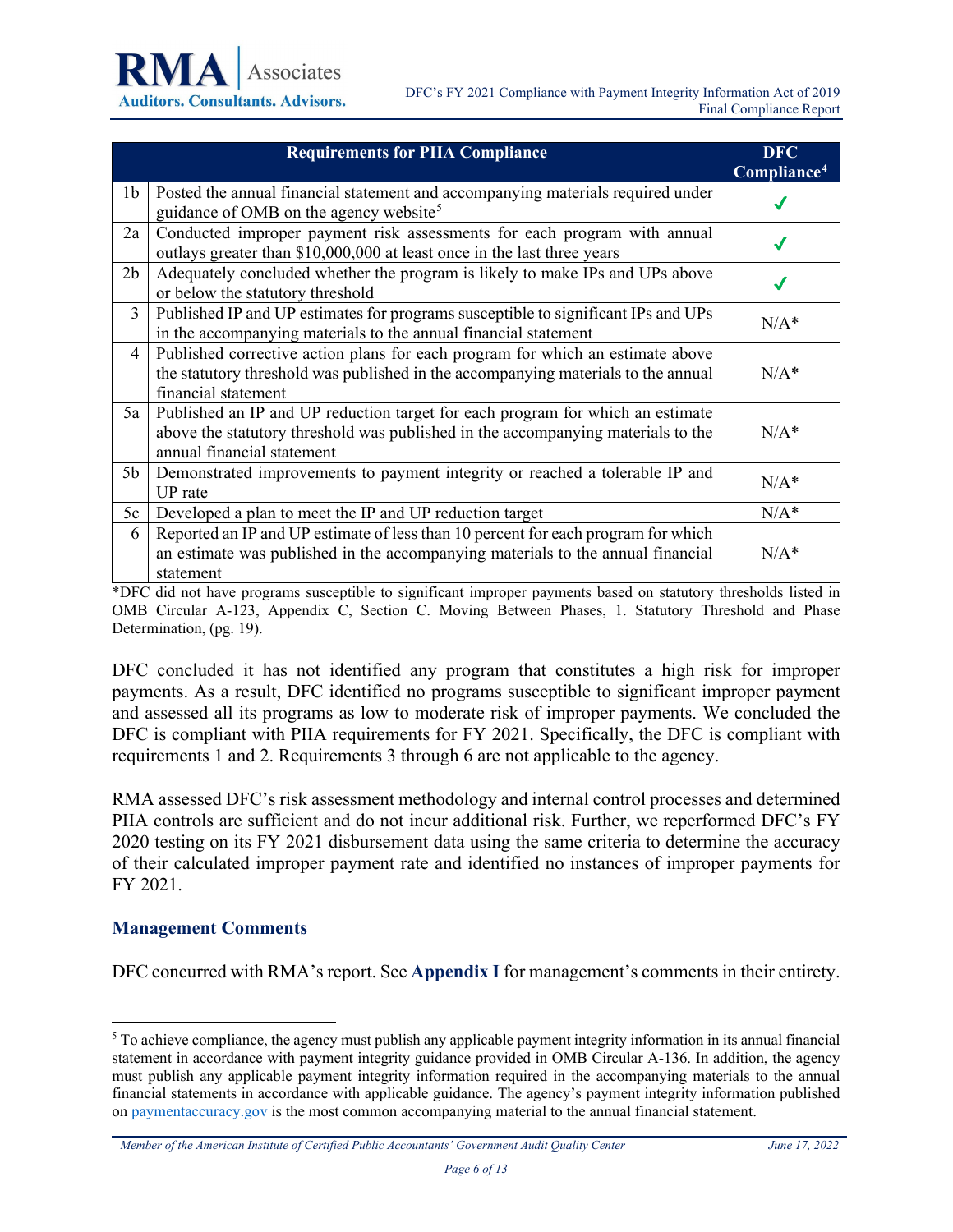| | Requirements for PIIA Compliance | DFC Compliance[4] |
|---|---|---|
| 1b | Posted the annual financial statement and accompanying materials required under guidance of OMB on the agency website[5] | ✓ |
| 2a | Conducted improper payment risk assessments for each program with annual outlays greater than $10,000,000 at least once in the last three years | ✓ |
| 2b | Adequately concluded whether the program is likely to make IPs and UPs above or below the statutory threshold | ✓ |
| 3 | Published IP and UP estimates for programs susceptible to significant IPs and UPs in the accompanying materials to the annual financial statement | N/A* |
| 4 | Published corrective action plans for each program for which an estimate above the statutory threshold was published in the accompanying materials to the annual financial statement | N/A* |
| 5a | Published an IP and UP reduction target for each program for which an estimate above the statutory threshold was published in the accompanying materials to the annual financial statement | N/A* |
| 5b | Demonstrated improvements to payment integrity or reached a tolerable IP and UP rate | N/A* |
| 5c | Developed a plan to meet the IP and UP reduction target | N/A* |
| 6 | Reported an IP and UP estimate of less than 10 percent for each program for which an estimate was published in the accompanying materials to the annual financial statement | N/A* |

*DFC did not have programs susceptible to significant improper payments based on statutory thresholds listed in OMB Circular A-123, Appendix C, Section C. Moving Between Phases, 1. Statutory Threshold and Phase Determination, (pg. 19).

DFC concluded it has not identified any program that constitutes a high risk for improper payments. As a result, DFC identified no programs susceptible to significant improper payment and assessed all its programs as low to moderate risk of improper payments. We concluded the DFC is compliant with PIIA requirements for FY 2021. Specifically, the DFC is compliant with requirements 1 and 2. Requirements 3 through 6 are not applicable to the agency.

RMA assessed DFC's risk assessment methodology and internal control processes and determined PIIA controls are sufficient and do not incur additional risk. Further, we reperformed DFC's FY 2020 testing on its FY 2021 disbursement data using the same criteria to determine the accuracy of their calculated improper payment rate and identified no instances of improper payments for FY 2021.

### Management Comments

DFC concurred with RMA's report. See **Appendix I** for management's comments in their entirety.

[5] To achieve compliance, the agency must publish any applicable payment integrity information in its annual financial statement in accordance with payment integrity guidance provided in OMB Circular A-136. In addition, the agency must publish any applicable payment integrity information required in the accompanying materials to the annual financial statements in accordance with applicable guidance. The agency's payment integrity information published on paymentaccuracy.gov is the most common accompanying material to the annual financial statement.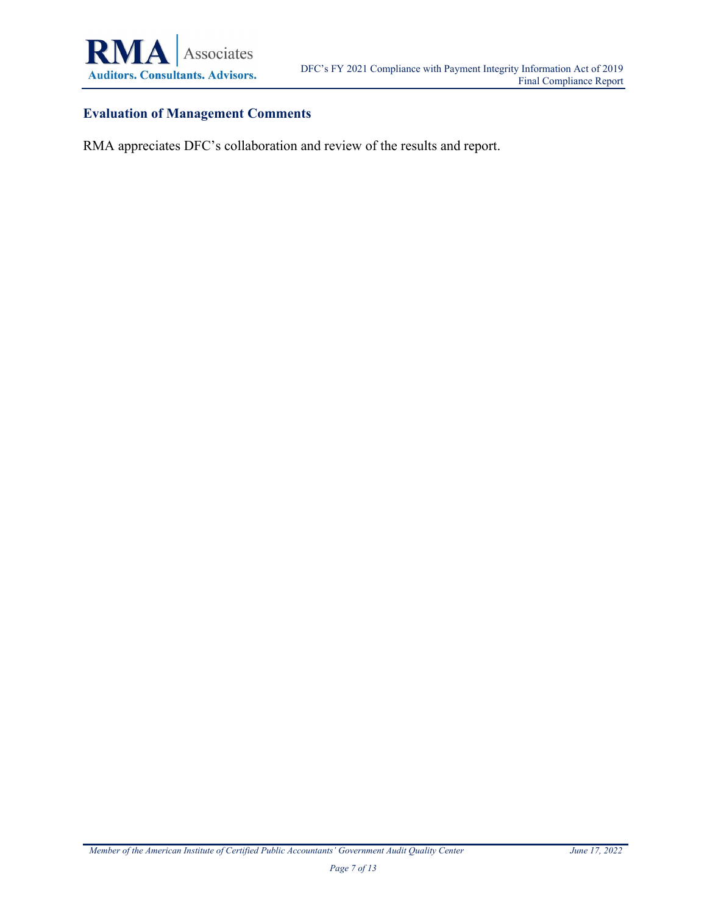## Evaluation of Management Comments

RMA appreciates DFC's collaboration and review of the results and report.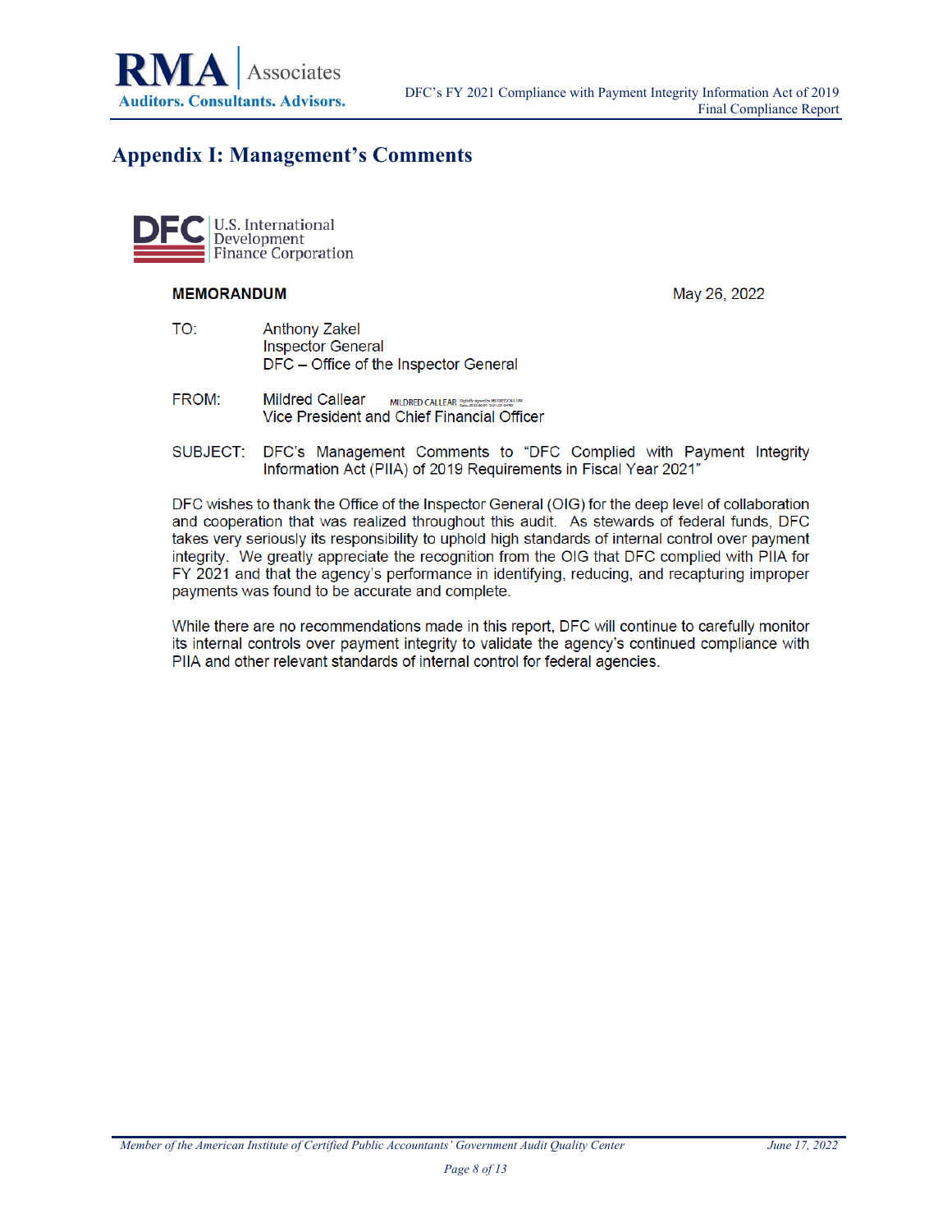## Appendix I: Management's Comments

DFC | U.S. International Development Finance Corporation

**MEMORANDUM**

May 26, 2022

TO: Anthony Zakel
Inspector General
DFC – Office of the Inspector General

FROM: Mildred Callear
Vice President and Chief Financial Officer

SUBJECT: DFC's Management Comments to "DFC Complied with Payment Integrity Information Act (PIIA) of 2019 Requirements in Fiscal Year 2021"

DFC wishes to thank the Office of the Inspector General (OIG) for the deep level of collaboration and cooperation that was realized throughout this audit. As stewards of federal funds, DFC takes very seriously its responsibility to uphold high standards of internal control over payment integrity. We greatly appreciate the recognition from the OIG that DFC complied with PIIA for FY 2021 and that the agency's performance in identifying, reducing, and recapturing improper payments was found to be accurate and complete.

While there are no recommendations made in this report, DFC will continue to carefully monitor its internal controls over payment integrity to validate the agency's continued compliance with PIIA and other relevant standards of internal control for federal agencies.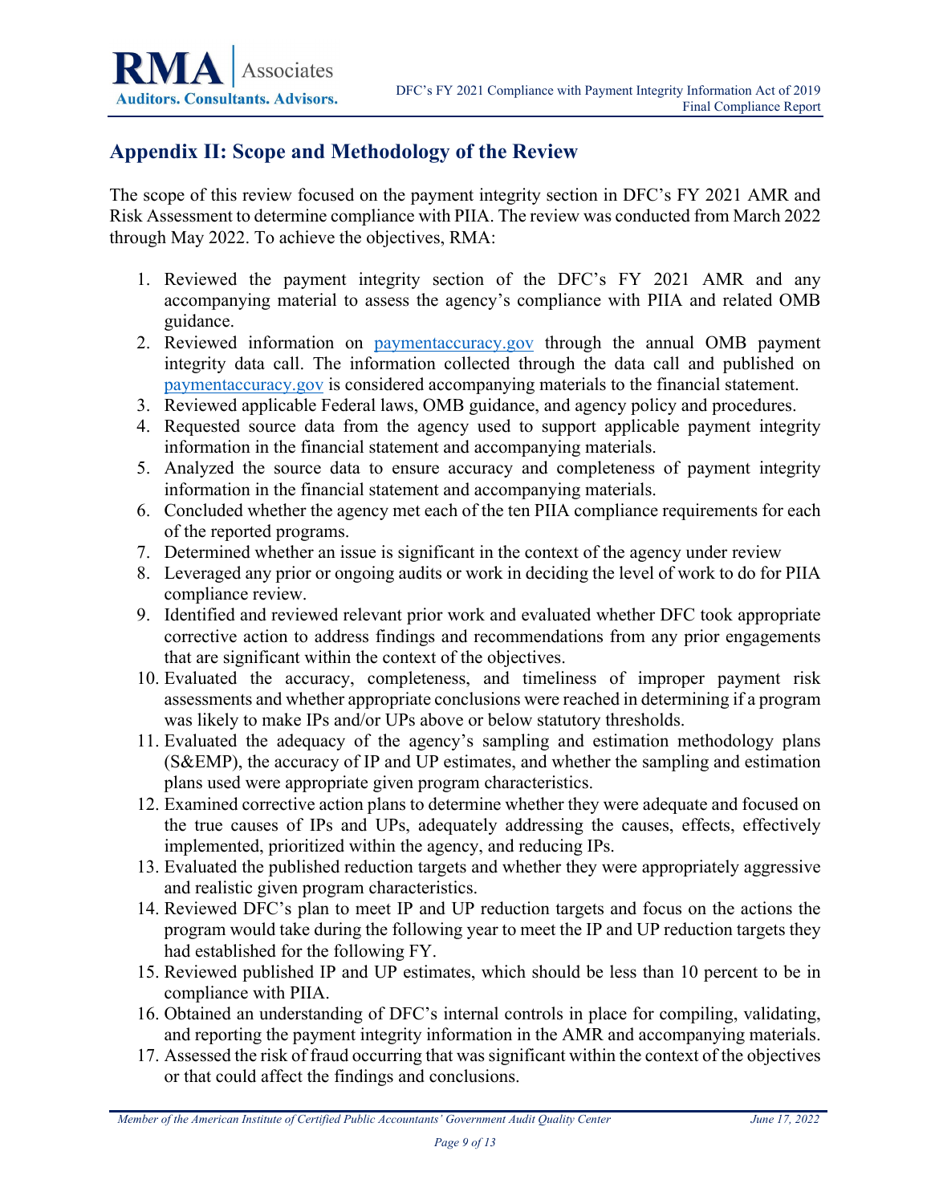## Appendix II: Scope and Methodology of the Review

The scope of this review focused on the payment integrity section in DFC's FY 2021 AMR and Risk Assessment to determine compliance with PIIA. The review was conducted from March 2022 through May 2022. To achieve the objectives, RMA:

1. Reviewed the payment integrity section of the DFC's FY 2021 AMR and any accompanying material to assess the agency's compliance with PIIA and related OMB guidance.
2. Reviewed information on paymentaccuracy.gov through the annual OMB payment integrity data call. The information collected through the data call and published on paymentaccuracy.gov is considered accompanying materials to the financial statement.
3. Reviewed applicable Federal laws, OMB guidance, and agency policy and procedures.
4. Requested source data from the agency used to support applicable payment integrity information in the financial statement and accompanying materials.
5. Analyzed the source data to ensure accuracy and completeness of payment integrity information in the financial statement and accompanying materials.
6. Concluded whether the agency met each of the ten PIIA compliance requirements for each of the reported programs.
7. Determined whether an issue is significant in the context of the agency under review
8. Leveraged any prior or ongoing audits or work in deciding the level of work to do for PIIA compliance review.
9. Identified and reviewed relevant prior work and evaluated whether DFC took appropriate corrective action to address findings and recommendations from any prior engagements that are significant within the context of the objectives.
10. Evaluated the accuracy, completeness, and timeliness of improper payment risk assessments and whether appropriate conclusions were reached in determining if a program was likely to make IPs and/or UPs above or below statutory thresholds.
11. Evaluated the adequacy of the agency's sampling and estimation methodology plans (S&EMP), the accuracy of IP and UP estimates, and whether the sampling and estimation plans used were appropriate given program characteristics.
12. Examined corrective action plans to determine whether they were adequate and focused on the true causes of IPs and UPs, adequately addressing the causes, effects, effectively implemented, prioritized within the agency, and reducing IPs.
13. Evaluated the published reduction targets and whether they were appropriately aggressive and realistic given program characteristics.
14. Reviewed DFC's plan to meet IP and UP reduction targets and focus on the actions the program would take during the following year to meet the IP and UP reduction targets they had established for the following FY.
15. Reviewed published IP and UP estimates, which should be less than 10 percent to be in compliance with PIIA.
16. Obtained an understanding of DFC's internal controls in place for compiling, validating, and reporting the payment integrity information in the AMR and accompanying materials.
17. Assessed the risk of fraud occurring that was significant within the context of the objectives or that could affect the findings and conclusions.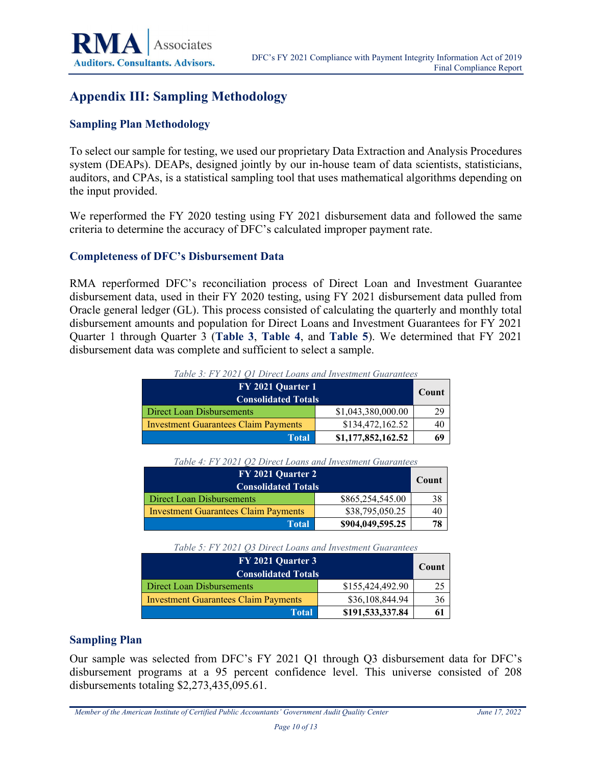## Appendix III: Sampling Methodology

### Sampling Plan Methodology

To select our sample for testing, we used our proprietary Data Extraction and Analysis Procedures system (DEAPs). DEAPs, designed jointly by our in-house team of data scientists, statisticians, auditors, and CPAs, is a statistical sampling tool that uses mathematical algorithms depending on the input provided.

We reperformed the FY 2020 testing using FY 2021 disbursement data and followed the same criteria to determine the accuracy of DFC's calculated improper payment rate.

### Completeness of DFC's Disbursement Data

RMA reperformed DFC's reconciliation process of Direct Loan and Investment Guarantee disbursement data, used in their FY 2020 testing, using FY 2021 disbursement data pulled from Oracle general ledger (GL). This process consisted of calculating the quarterly and monthly total disbursement amounts and population for Direct Loans and Investment Guarantees for FY 2021 Quarter 1 through Quarter 3 (**Table 3**, **Table 4**, and **Table 5**). We determined that FY 2021 disbursement data was complete and sufficient to select a sample.

*Table 3: FY 2021 Q1 Direct Loans and Investment Guarantees*

| FY 2021 Quarter 1 Consolidated Totals | | Count |
|---|---|---|
| Direct Loan Disbursements | $1,043,380,000.00 | 29 |
| Investment Guarantees Claim Payments | $134,472,162.52 | 40 |
| **Total** | **$1,177,852,162.52** | **69** |

*Table 4: FY 2021 Q2 Direct Loans and Investment Guarantees*

| FY 2021 Quarter 2 Consolidated Totals | | Count |
|---|---|---|
| Direct Loan Disbursements | $865,254,545.00 | 38 |
| Investment Guarantees Claim Payments | $38,795,050.25 | 40 |
| **Total** | **$904,049,595.25** | **78** |

*Table 5: FY 2021 Q3 Direct Loans and Investment Guarantees*

| FY 2021 Quarter 3 Consolidated Totals | | Count |
|---|---|---|
| Direct Loan Disbursements | $155,424,492.90 | 25 |
| Investment Guarantees Claim Payments | $36,108,844.94 | 36 |
| **Total** | **$191,533,337.84** | **61** |

### Sampling Plan

Our sample was selected from DFC's FY 2021 Q1 through Q3 disbursement data for DFC's disbursement programs at a 95 percent confidence level. This universe consisted of 208 disbursements totaling $2,273,435,095.61.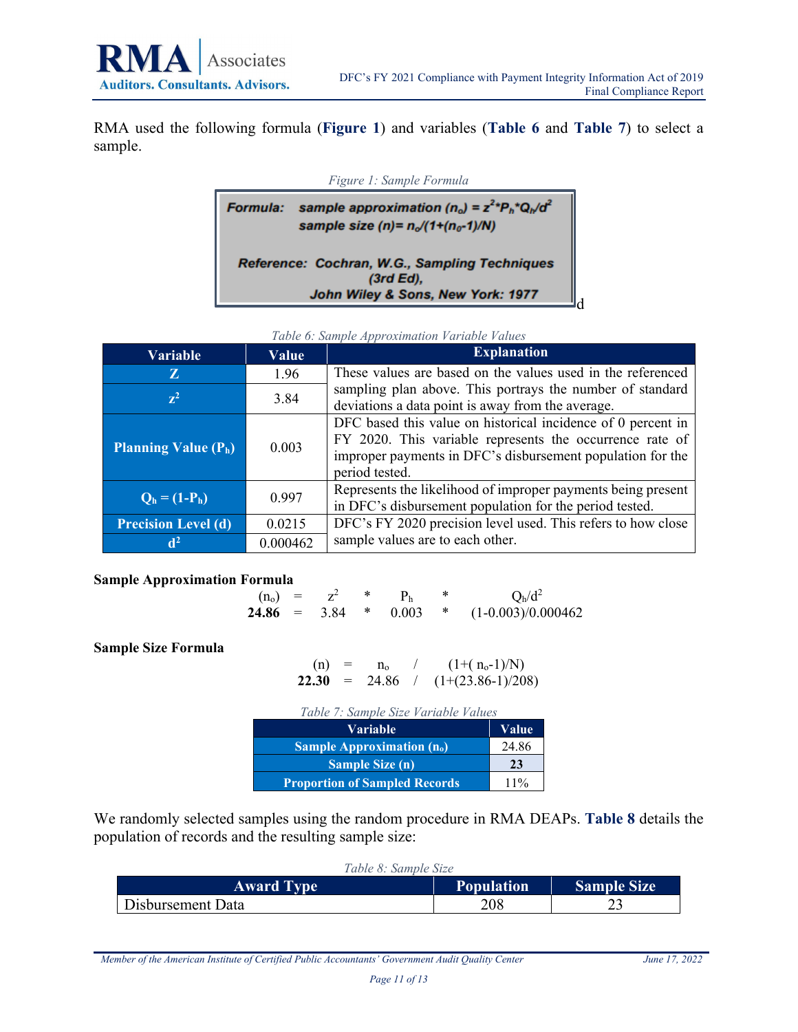RMA used the following formula (**Figure 1**) and variables (**Table 6** and **Table 7**) to select a sample.

*Figure 1: Sample Formula*

**Formula:** ***sample approximation*** $(n_o) = z^2 * P_h * Q_h / d^2$

***sample size*** $(n) = n_o / (1 + (n_o - 1)/N)$

***Reference: Cochran, W.G., Sampling Techniques (3rd Ed), John Wiley & Sons, New York: 1977***

d

*Table 6: Sample Approximation Variable Values*

| Variable | Value | Explanation |
|---|---|---|
| Z | 1.96 | These values are based on the values used in the referenced sampling plan above. This portrays the number of standard deviations a data point is away from the average. |
| $z^2$ | 3.84 | |
| Planning Value ($P_h$) | 0.003 | DFC based this value on historical incidence of 0 percent in FY 2020. This variable represents the occurrence rate of improper payments in DFC's disbursement population for the period tested. |
| $Q_h = (1-P_h)$ | 0.997 | Represents the likelihood of improper payments being present in DFC's disbursement population for the period tested. |
| Precision Level (d) | 0.0215 | DFC's FY 2020 precision level used. This refers to how close sample values are to each other. |
| $d^2$ | 0.000462 | |

**Sample Approximation Formula**

$$(n_o) = z^2 * P_h * Q_h/d^2$$

$$\mathbf{24.86} = 3.84 * 0.003 * (1-0.003)/0.000462$$

**Sample Size Formula**

$$(n) = n_o / (1+(n_o-1)/N)$$

$$\mathbf{22.30} = 24.86 / (1+(23.86-1)/208)$$

*Table 7: Sample Size Variable Values*

| Variable | Value |
|---|---|
| Sample Approximation ($n_o$) | 24.86 |
| Sample Size (n) | **23** |
| Proportion of Sampled Records | 11% |

We randomly selected samples using the random procedure in RMA DEAPs. **Table 8** details the population of records and the resulting sample size:

*Table 8: Sample Size*

| Award Type | Population | Sample Size |
|---|---|---|
| Disbursement Data | 208 | 23 |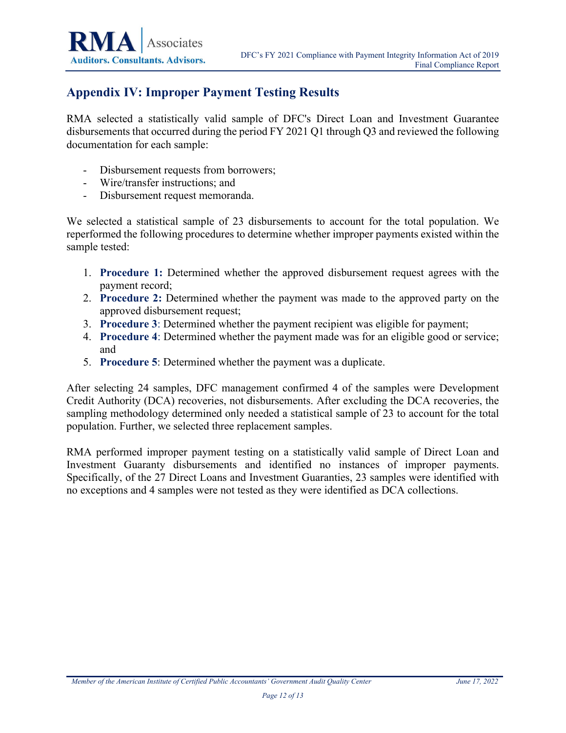## Appendix IV: Improper Payment Testing Results

RMA selected a statistically valid sample of DFC's Direct Loan and Investment Guarantee disbursements that occurred during the period FY 2021 Q1 through Q3 and reviewed the following documentation for each sample:

- Disbursement requests from borrowers;
- Wire/transfer instructions; and
- Disbursement request memoranda.

We selected a statistical sample of 23 disbursements to account for the total population. We reperformed the following procedures to determine whether improper payments existed within the sample tested:

1. **Procedure 1:** Determined whether the approved disbursement request agrees with the payment record;
2. **Procedure 2:** Determined whether the payment was made to the approved party on the approved disbursement request;
3. **Procedure 3**: Determined whether the payment recipient was eligible for payment;
4. **Procedure 4**: Determined whether the payment made was for an eligible good or service; and
5. **Procedure 5**: Determined whether the payment was a duplicate.

After selecting 24 samples, DFC management confirmed 4 of the samples were Development Credit Authority (DCA) recoveries, not disbursements. After excluding the DCA recoveries, the sampling methodology determined only needed a statistical sample of 23 to account for the total population. Further, we selected three replacement samples.

RMA performed improper payment testing on a statistically valid sample of Direct Loan and Investment Guaranty disbursements and identified no instances of improper payments. Specifically, of the 27 Direct Loans and Investment Guaranties, 23 samples were identified with no exceptions and 4 samples were not tested as they were identified as DCA collections.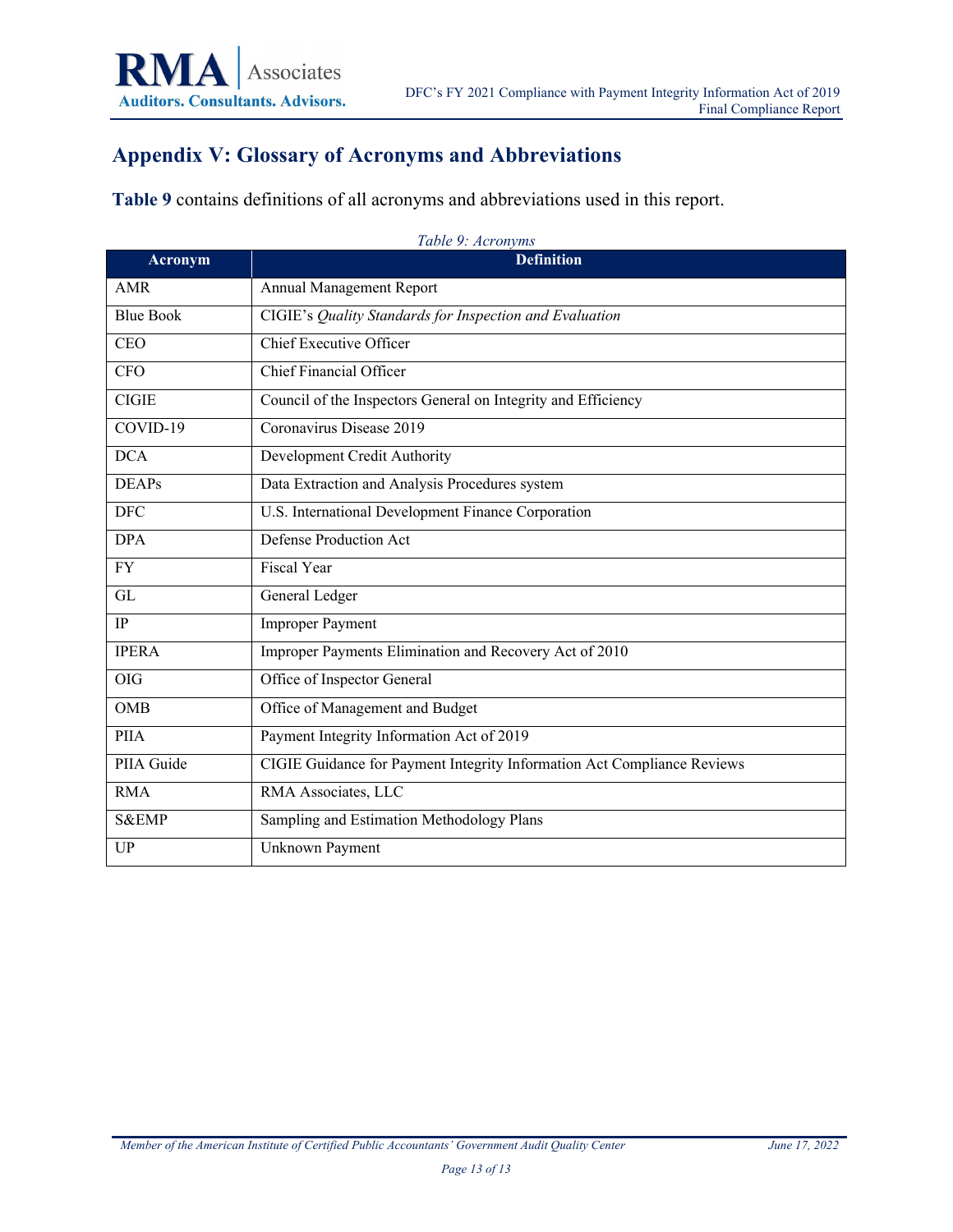## Appendix V: Glossary of Acronyms and Abbreviations

**Table 9** contains definitions of all acronyms and abbreviations used in this report.

*Table 9: Acronyms*

| Acronym | Definition |
|---|---|
| AMR | Annual Management Report |
| Blue Book | CIGIE's *Quality Standards for Inspection and Evaluation* |
| CEO | Chief Executive Officer |
| CFO | Chief Financial Officer |
| CIGIE | Council of the Inspectors General on Integrity and Efficiency |
| COVID-19 | Coronavirus Disease 2019 |
| DCA | Development Credit Authority |
| DEAPs | Data Extraction and Analysis Procedures system |
| DFC | U.S. International Development Finance Corporation |
| DPA | Defense Production Act |
| FY | Fiscal Year |
| GL | General Ledger |
| IP | Improper Payment |
| IPERA | Improper Payments Elimination and Recovery Act of 2010 |
| OIG | Office of Inspector General |
| OMB | Office of Management and Budget |
| PIIA | Payment Integrity Information Act of 2019 |
| PIIA Guide | CIGIE Guidance for Payment Integrity Information Act Compliance Reviews |
| RMA | RMA Associates, LLC |
| S&EMP | Sampling and Estimation Methodology Plans |
| UP | Unknown Payment |